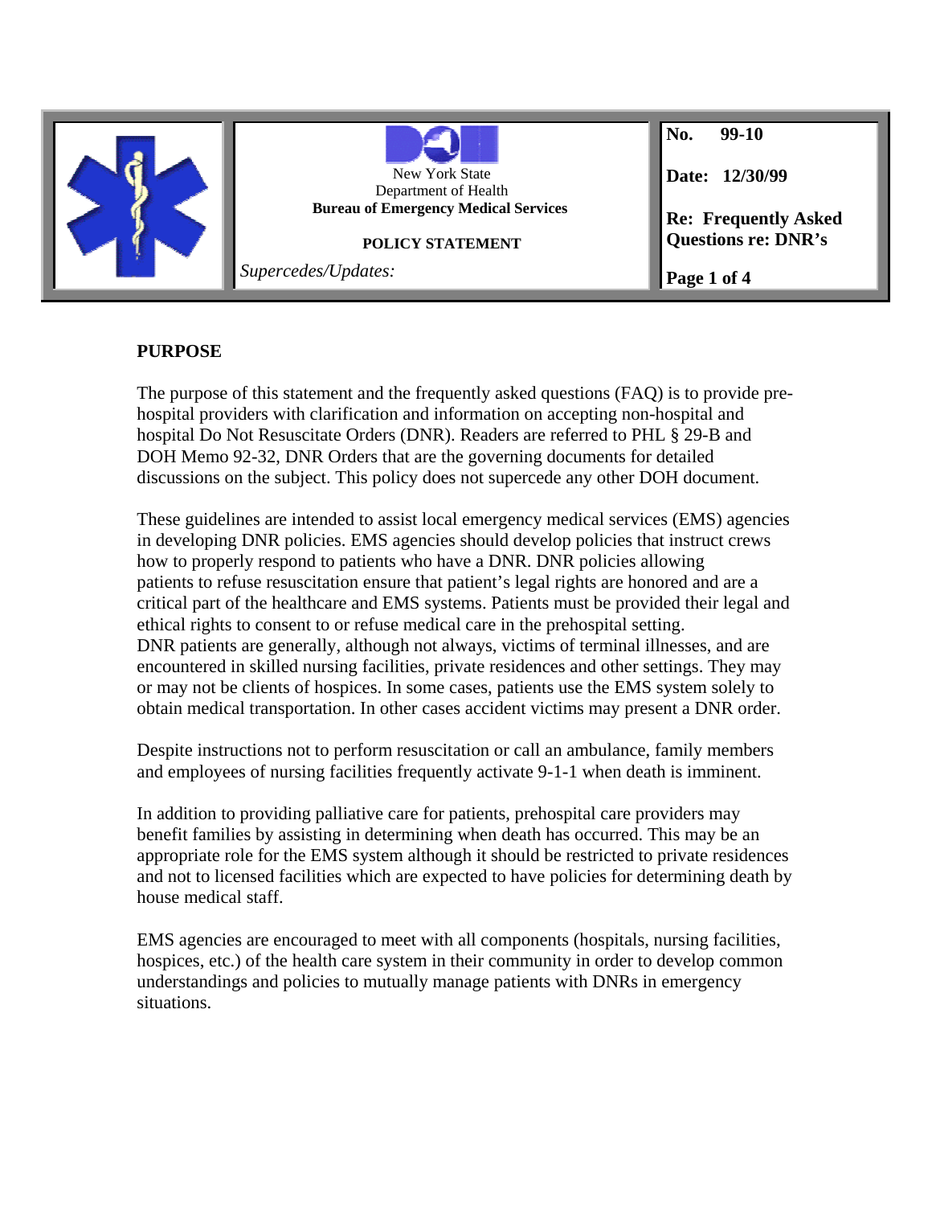New York State
Department of Health
**Bureau of Emergency Medical Services**

**POLICY STATEMENT**

*Supercedes/Updates:*

**No.** 99-10

**Date:** 12/30/99

**Re: Frequently Asked Questions re: DNR's**

## PURPOSE

The purpose of this statement and the frequently asked questions (FAQ) is to provide pre-hospital providers with clarification and information on accepting non-hospital and hospital Do Not Resuscitate Orders (DNR). Readers are referred to PHL § 29-B and DOH Memo 92-32, DNR Orders that are the governing documents for detailed discussions on the subject. This policy does not supercede any other DOH document.

These guidelines are intended to assist local emergency medical services (EMS) agencies in developing DNR policies. EMS agencies should develop policies that instruct crews how to properly respond to patients who have a DNR. DNR policies allowing patients to refuse resuscitation ensure that patient's legal rights are honored and are a critical part of the healthcare and EMS systems. Patients must be provided their legal and ethical rights to consent to or refuse medical care in the prehospital setting. DNR patients are generally, although not always, victims of terminal illnesses, and are encountered in skilled nursing facilities, private residences and other settings. They may or may not be clients of hospices. In some cases, patients use the EMS system solely to obtain medical transportation. In other cases accident victims may present a DNR order.

Despite instructions not to perform resuscitation or call an ambulance, family members and employees of nursing facilities frequently activate 9-1-1 when death is imminent.

In addition to providing palliative care for patients, prehospital care providers may benefit families by assisting in determining when death has occurred. This may be an appropriate role for the EMS system although it should be restricted to private residences and not to licensed facilities which are expected to have policies for determining death by house medical staff.

EMS agencies are encouraged to meet with all components (hospitals, nursing facilities, hospices, etc.) of the health care system in their community in order to develop common understandings and policies to mutually manage patients with DNRs in emergency situations.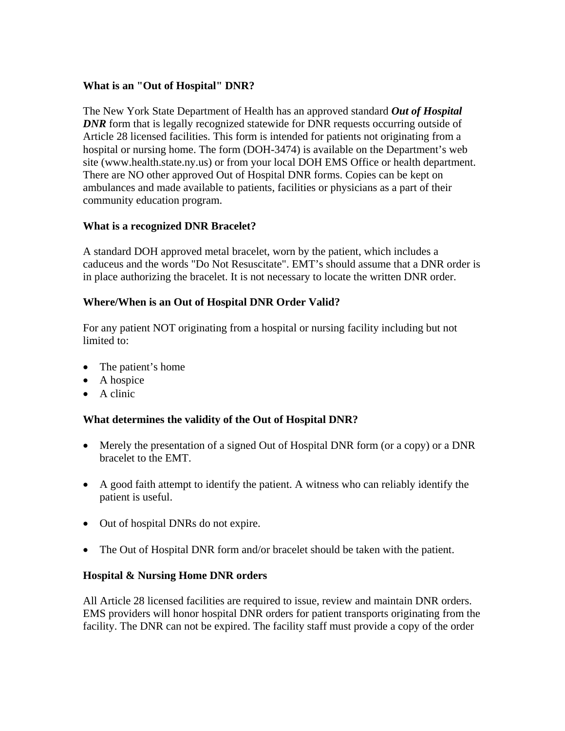### What is an "Out of Hospital" DNR?

The New York State Department of Health has an approved standard ***Out of Hospital DNR*** form that is legally recognized statewide for DNR requests occurring outside of Article 28 licensed facilities. This form is intended for patients not originating from a hospital or nursing home. The form (DOH-3474) is available on the Department's web site (www.health.state.ny.us) or from your local DOH EMS Office or health department. There are NO other approved Out of Hospital DNR forms. Copies can be kept on ambulances and made available to patients, facilities or physicians as a part of their community education program.

### What is a recognized DNR Bracelet?

A standard DOH approved metal bracelet, worn by the patient, which includes a caduceus and the words "Do Not Resuscitate". EMT's should assume that a DNR order is in place authorizing the bracelet. It is not necessary to locate the written DNR order.

### Where/When is an Out of Hospital DNR Order Valid?

For any patient NOT originating from a hospital or nursing facility including but not limited to:

- The patient's home
- A hospice
- A clinic

### What determines the validity of the Out of Hospital DNR?

- Merely the presentation of a signed Out of Hospital DNR form (or a copy) or a DNR bracelet to the EMT.
- A good faith attempt to identify the patient. A witness who can reliably identify the patient is useful.
- Out of hospital DNRs do not expire.
- The Out of Hospital DNR form and/or bracelet should be taken with the patient.

### Hospital & Nursing Home DNR orders

All Article 28 licensed facilities are required to issue, review and maintain DNR orders. EMS providers will honor hospital DNR orders for patient transports originating from the facility. The DNR can not be expired. The facility staff must provide a copy of the order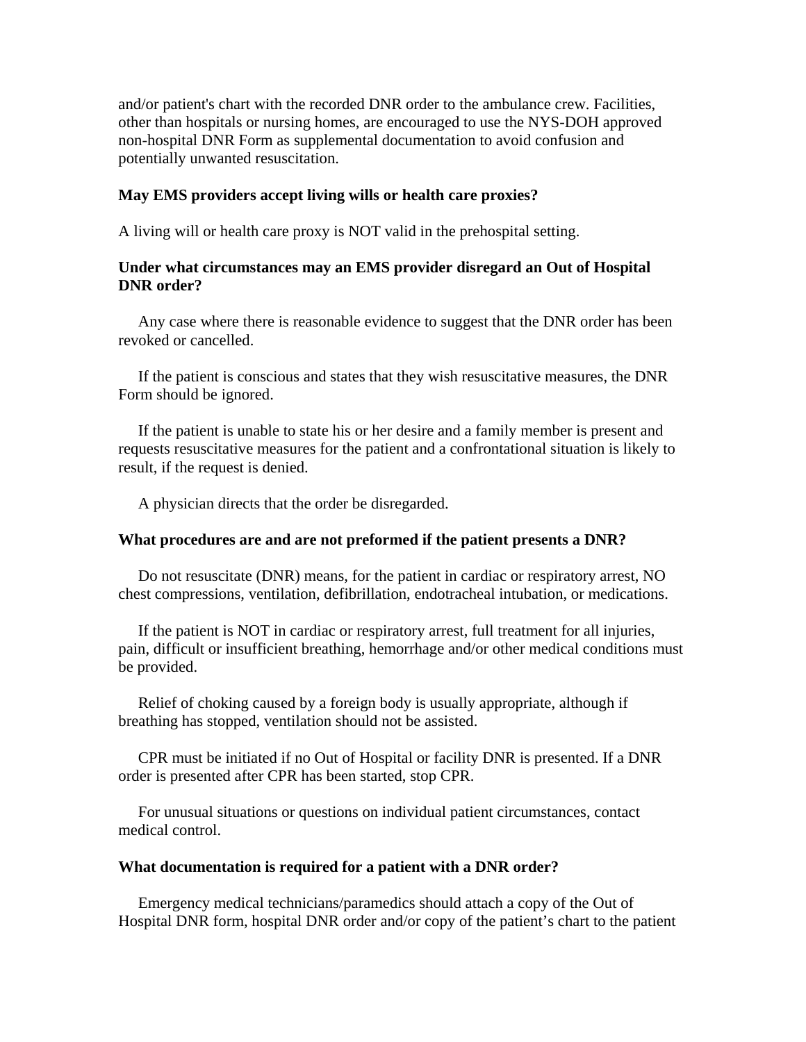and/or patient's chart with the recorded DNR order to the ambulance crew. Facilities, other than hospitals or nursing homes, are encouraged to use the NYS-DOH approved non-hospital DNR Form as supplemental documentation to avoid confusion and potentially unwanted resuscitation.

**May EMS providers accept living wills or health care proxies?**

A living will or health care proxy is NOT valid in the prehospital setting.

**Under what circumstances may an EMS provider disregard an Out of Hospital DNR order?**

Any case where there is reasonable evidence to suggest that the DNR order has been revoked or cancelled.

If the patient is conscious and states that they wish resuscitative measures, the DNR Form should be ignored.

If the patient is unable to state his or her desire and a family member is present and requests resuscitative measures for the patient and a confrontational situation is likely to result, if the request is denied.

A physician directs that the order be disregarded.

**What procedures are and are not preformed if the patient presents a DNR?**

Do not resuscitate (DNR) means, for the patient in cardiac or respiratory arrest, NO chest compressions, ventilation, defibrillation, endotracheal intubation, or medications.

If the patient is NOT in cardiac or respiratory arrest, full treatment for all injuries, pain, difficult or insufficient breathing, hemorrhage and/or other medical conditions must be provided.

Relief of choking caused by a foreign body is usually appropriate, although if breathing has stopped, ventilation should not be assisted.

CPR must be initiated if no Out of Hospital or facility DNR is presented. If a DNR order is presented after CPR has been started, stop CPR.

For unusual situations or questions on individual patient circumstances, contact medical control.

**What documentation is required for a patient with a DNR order?**

Emergency medical technicians/paramedics should attach a copy of the Out of Hospital DNR form, hospital DNR order and/or copy of the patient's chart to the patient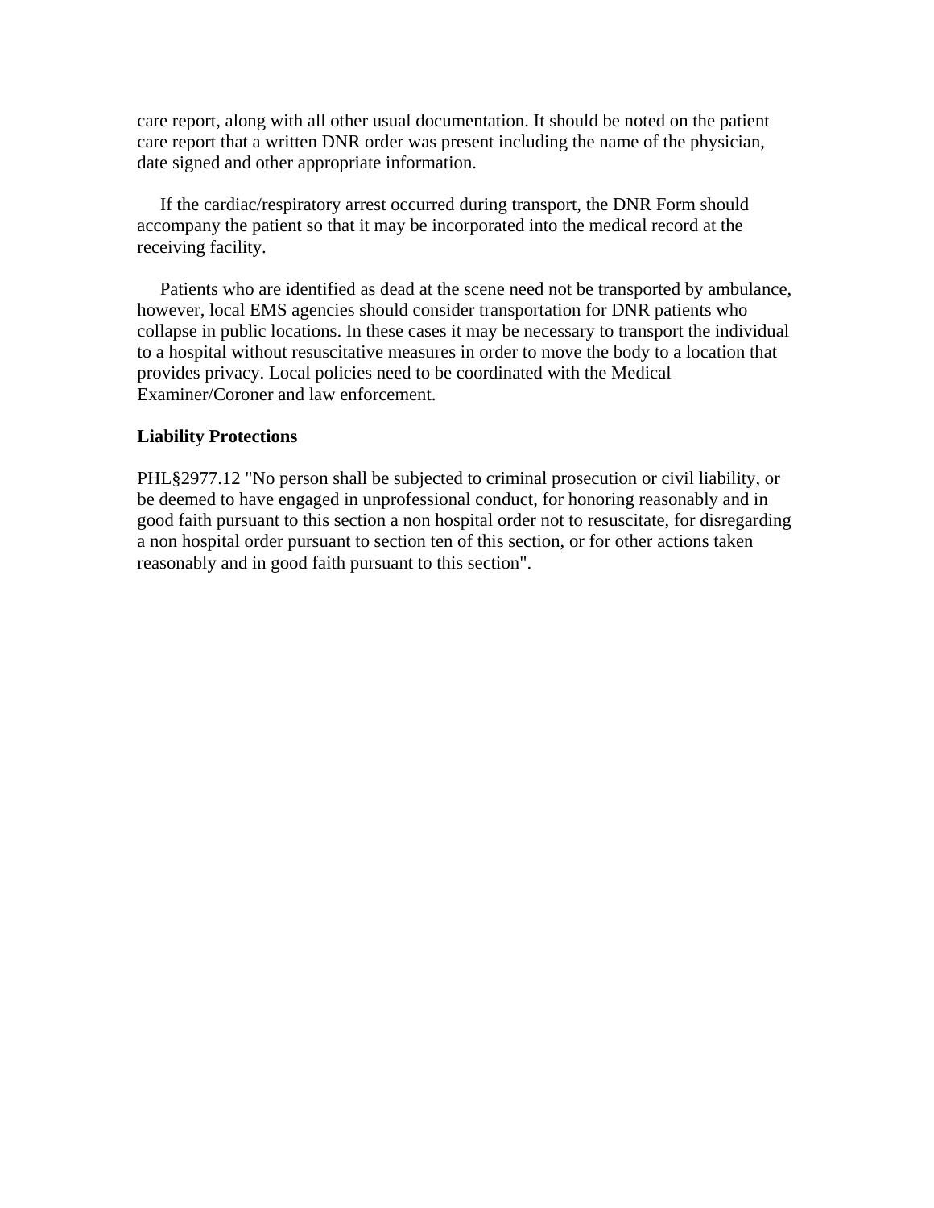care report, along with all other usual documentation. It should be noted on the patient care report that a written DNR order was present including the name of the physician, date signed and other appropriate information.

If the cardiac/respiratory arrest occurred during transport, the DNR Form should accompany the patient so that it may be incorporated into the medical record at the receiving facility.

Patients who are identified as dead at the scene need not be transported by ambulance, however, local EMS agencies should consider transportation for DNR patients who collapse in public locations. In these cases it may be necessary to transport the individual to a hospital without resuscitative measures in order to move the body to a location that provides privacy. Local policies need to be coordinated with the Medical Examiner/Coroner and law enforcement.

**Liability Protections**

PHL§2977.12 "No person shall be subjected to criminal prosecution or civil liability, or be deemed to have engaged in unprofessional conduct, for honoring reasonably and in good faith pursuant to this section a non hospital order not to resuscitate, for disregarding a non hospital order pursuant to section ten of this section, or for other actions taken reasonably and in good faith pursuant to this section".